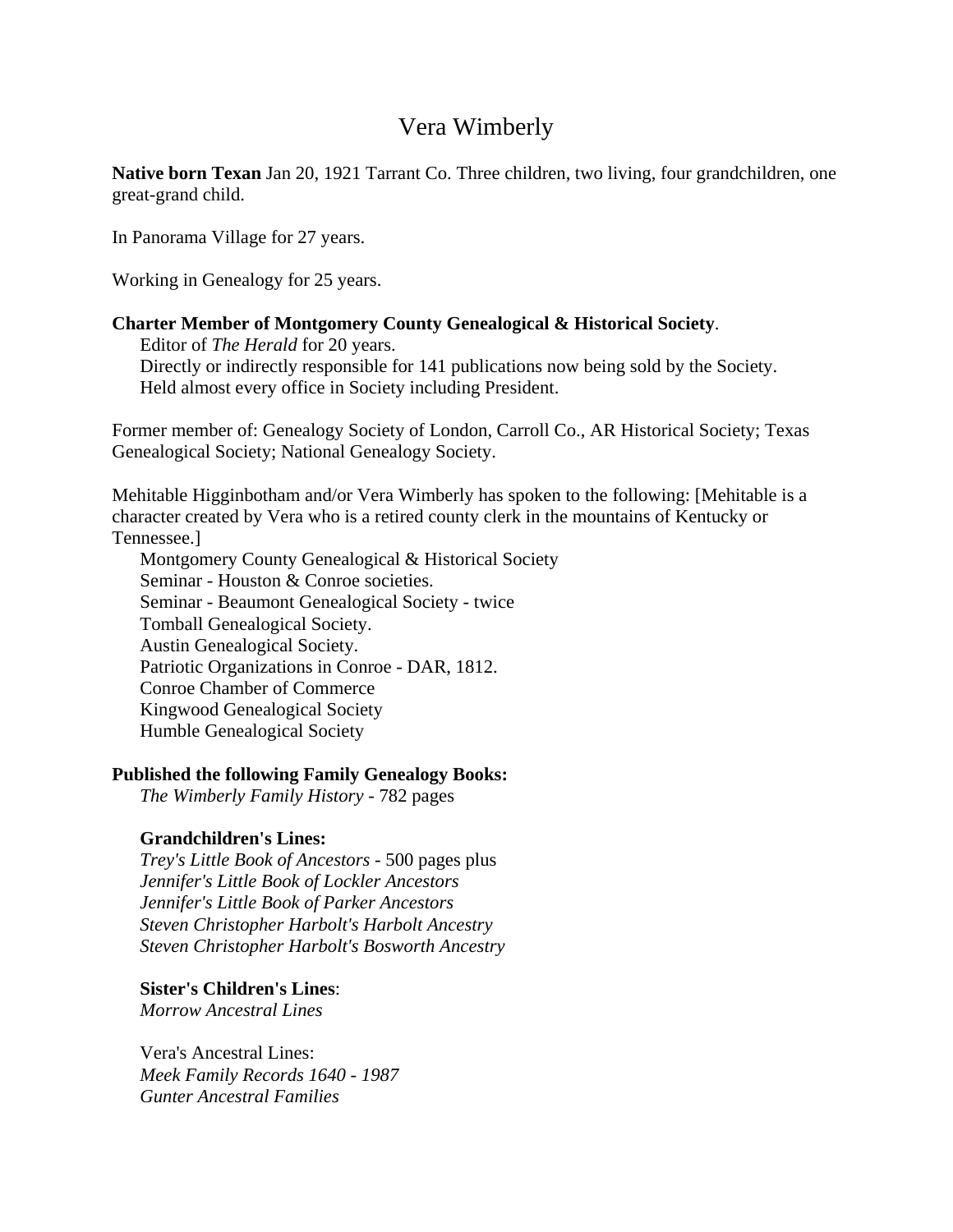# Vera Wimberly

**Native born Texan** Jan 20, 1921 Tarrant Co. Three children, two living, four grandchildren, one great-grand child.

In Panorama Village for 27 years.

Working in Genealogy for 25 years.

**Charter Member of Montgomery County Genealogical & Historical Society**.

- Editor of *The Herald* for 20 years.
- Directly or indirectly responsible for 141 publications now being sold by the Society.
- Held almost every office in Society including President.

Former member of: Genealogy Society of London, Carroll Co., AR Historical Society; Texas Genealogical Society; National Genealogy Society.

Mehitable Higginbotham and/or Vera Wimberly has spoken to the following: [Mehitable is a character created by Vera who is a retired county clerk in the mountains of Kentucky or Tennessee.]

- Montgomery County Genealogical & Historical Society
- Seminar - Houston & Conroe societies.
- Seminar - Beaumont Genealogical Society - twice
- Tomball Genealogical Society.
- Austin Genealogical Society.
- Patriotic Organizations in Conroe - DAR, 1812.
- Conroe Chamber of Commerce
- Kingwood Genealogical Society
- Humble Genealogical Society

**Published the following Family Genealogy Books:**

*The Wimberly Family History* - 782 pages

**Grandchildren's Lines:**

*Trey's Little Book of Ancestors* - 500 pages plus
*Jennifer's Little Book of Lockler Ancestors*
*Jennifer's Little Book of Parker Ancestors*
*Steven Christopher Harbolt's Harbolt Ancestry*
*Steven Christopher Harbolt's Bosworth Ancestry*

**Sister's Children's Lines**:
*Morrow Ancestral Lines*

Vera's Ancestral Lines:
*Meek Family Records 1640 - 1987*
*Gunter Ancestral Families*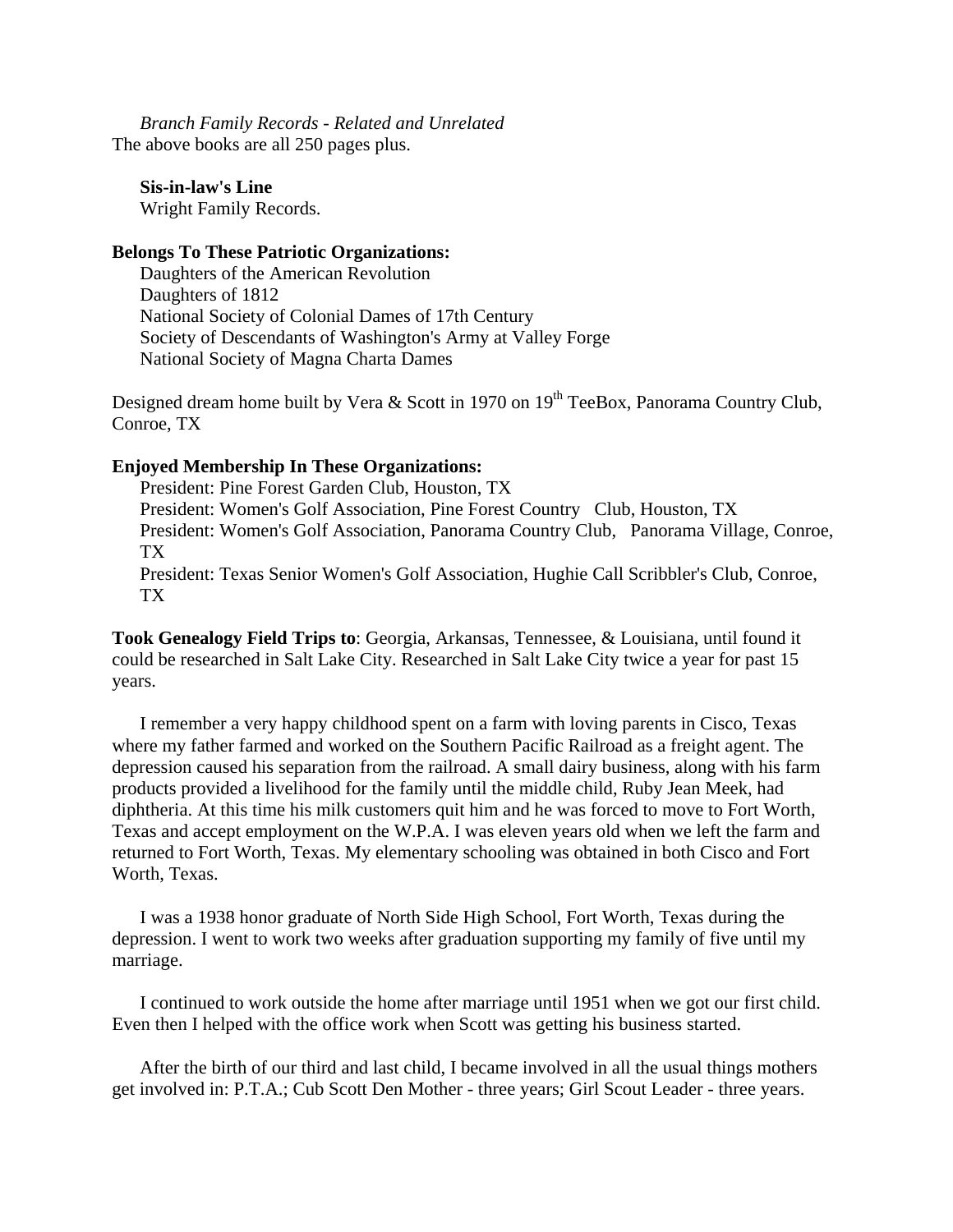*Branch Family Records - Related and Unrelated*

The above books are all 250 pages plus.

**Sis-in-law's Line**

Wright Family Records.

**Belongs To These Patriotic Organizations:**

Daughters of the American Revolution
Daughters of 1812
National Society of Colonial Dames of 17th Century
Society of Descendants of Washington's Army at Valley Forge
National Society of Magna Charta Dames

Designed dream home built by Vera & Scott in 1970 on 19th TeeBox, Panorama Country Club, Conroe, TX

**Enjoyed Membership In These Organizations:**

President: Pine Forest Garden Club, Houston, TX
President: Women's Golf Association, Pine Forest Country Club, Houston, TX
President: Women's Golf Association, Panorama Country Club, Panorama Village, Conroe, TX
President: Texas Senior Women's Golf Association, Hughie Call Scribbler's Club, Conroe, TX

**Took Genealogy Field Trips to**: Georgia, Arkansas, Tennessee, & Louisiana, until found it could be researched in Salt Lake City. Researched in Salt Lake City twice a year for past 15 years.

I remember a very happy childhood spent on a farm with loving parents in Cisco, Texas where my father farmed and worked on the Southern Pacific Railroad as a freight agent. The depression caused his separation from the railroad. A small dairy business, along with his farm products provided a livelihood for the family until the middle child, Ruby Jean Meek, had diphtheria. At this time his milk customers quit him and he was forced to move to Fort Worth, Texas and accept employment on the W.P.A. I was eleven years old when we left the farm and returned to Fort Worth, Texas. My elementary schooling was obtained in both Cisco and Fort Worth, Texas.

I was a 1938 honor graduate of North Side High School, Fort Worth, Texas during the depression. I went to work two weeks after graduation supporting my family of five until my marriage.

I continued to work outside the home after marriage until 1951 when we got our first child. Even then I helped with the office work when Scott was getting his business started.

After the birth of our third and last child, I became involved in all the usual things mothers get involved in: P.T.A.; Cub Scott Den Mother - three years; Girl Scout Leader - three years.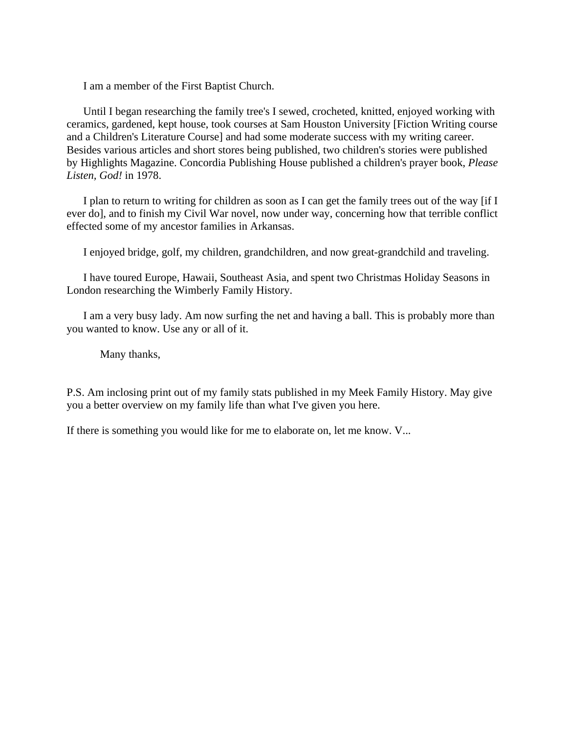I am a member of the First Baptist Church.

Until I began researching the family tree's I sewed, crocheted, knitted, enjoyed working with ceramics, gardened, kept house, took courses at Sam Houston University [Fiction Writing course and a Children's Literature Course] and had some moderate success with my writing career. Besides various articles and short stores being published, two children's stories were published by Highlights Magazine. Concordia Publishing House published a children's prayer book, *Please Listen, God!* in 1978.

I plan to return to writing for children as soon as I can get the family trees out of the way [if I ever do], and to finish my Civil War novel, now under way, concerning how that terrible conflict effected some of my ancestor families in Arkansas.

I enjoyed bridge, golf, my children, grandchildren, and now great-grandchild and traveling.

I have toured Europe, Hawaii, Southeast Asia, and spent two Christmas Holiday Seasons in London researching the Wimberly Family History.

I am a very busy lady. Am now surfing the net and having a ball. This is probably more than you wanted to know. Use any or all of it.

Many thanks,

P.S. Am inclosing print out of my family stats published in my Meek Family History. May give you a better overview on my family life than what I've given you here.

If there is something you would like for me to elaborate on, let me know. V...